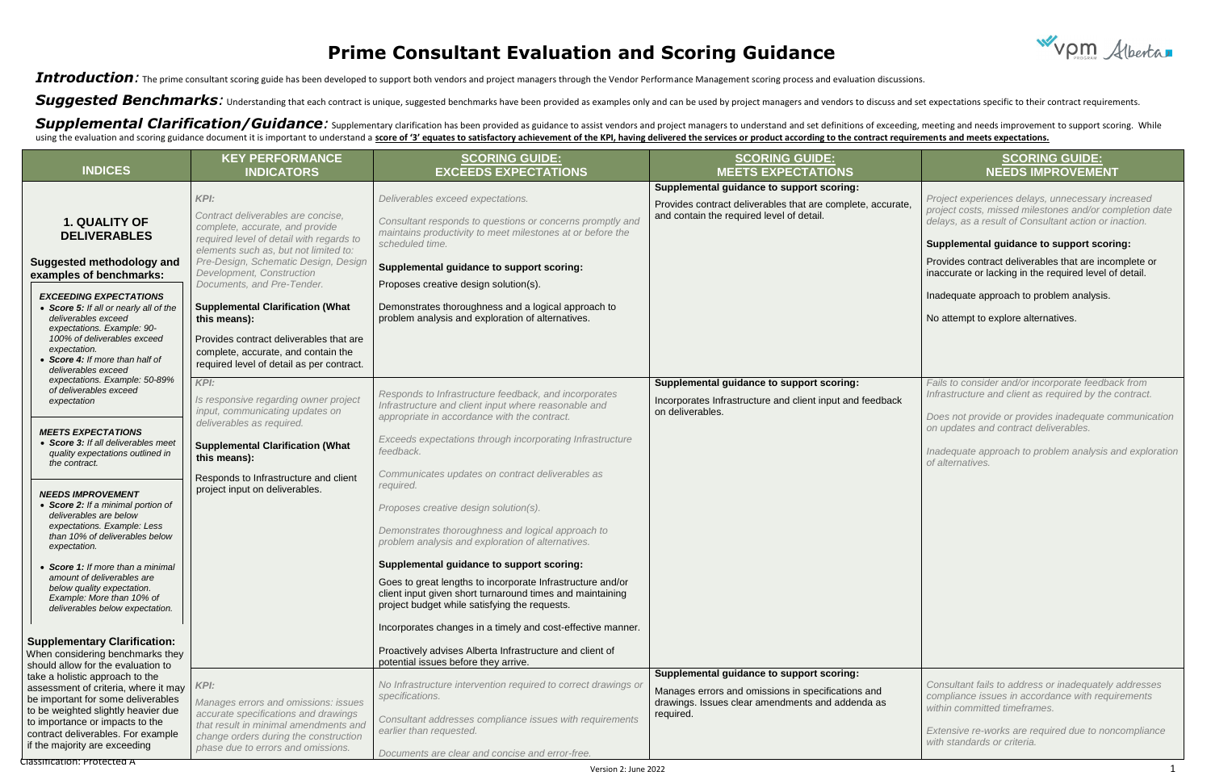# Prime Consultant Evaluation and Scoring Guidance

***Introduction:*** The prime consultant scoring guide has been developed to support both vendors and project managers through the Vendor Performance Management scoring process and evaluation discussions.

***Suggested Benchmarks:*** Understanding that each contract is unique, suggested benchmarks have been provided as examples only and can be used by project managers and vendors to discuss and set expectations specific to their contract requirements.

***Supplemental Clarification/Guidance:*** Supplementary clarification has been provided as guidance to assist vendors and project managers to understand and set definitions of exceeding, meeting and needs improvement to support scoring. While using the evaluation and scoring guidance document it is important to understand a **score of '3' equates to satisfactory achievement of the KPI, having delivered the services or product according to the contract requirements and meets expectations.**

| INDICES | KEY PERFORMANCE INDICATORS | SCORING GUIDE: EXCEEDS EXPECTATIONS | SCORING GUIDE: MEETS EXPECTATIONS | SCORING GUIDE: NEEDS IMPROVEMENT |
|---|---|---|---|---|
| **1. QUALITY OF DELIVERABLES**<br><br>**Suggested methodology and examples of benchmarks:**<br><br>***EXCEEDING EXPECTATIONS***<br>• ***Score 5:*** *If all or nearly all of the deliverables exceed expectations. Example: 90-100% of deliverables exceed expectation.*<br>• ***Score 4:*** *If more than half of deliverables exceed expectations. Example: 50-89% of deliverables exceed expectation*<br><br>***MEETS EXPECTATIONS***<br>• ***Score 3:*** *If all deliverables meet quality expectations outlined in the contract.*<br><br>***NEEDS IMPROVEMENT***<br>• ***Score 2:*** *If a minimal portion of deliverables are below expectations. Example: Less than 10% of deliverables below expectation.*<br>• ***Score 1:*** *If more than a minimal amount of deliverables are below quality expectation. Example: More than 10% of deliverables below expectation.*<br><br>**Supplementary Clarification:**<br>When considering benchmarks they should allow for the evaluation to take a holistic approach to the assessment of criteria, where it may be important for some deliverables to be weighted slightly heavier due to importance or impacts to the contract deliverables. For example if the majority are exceeding | *KPI:*<br>*Contract deliverables are concise, complete, accurate, and provide required level of detail with regards to elements such as, but not limited to: Pre-Design, Schematic Design, Design Development, Construction Documents, and Pre-Tender.*<br><br>**Supplemental Clarification (What this means):**<br>Provides contract deliverables that are complete, accurate, and contain the required level of detail as per contract. | *Deliverables exceed expectations.*<br><br>*Consultant responds to questions or concerns promptly and maintains productivity to meet milestones at or before the scheduled time.*<br><br>**Supplemental guidance to support scoring:**<br>Proposes creative design solution(s).<br><br>Demonstrates thoroughness and a logical approach to problem analysis and exploration of alternatives. | **Supplemental guidance to support scoring:**<br>Provides contract deliverables that are complete, accurate, and contain the required level of detail. | *Project experiences delays, unnecessary increased project costs, missed milestones and/or completion date delays, as a result of Consultant action or inaction.*<br><br>**Supplemental guidance to support scoring:**<br>Provides contract deliverables that are incomplete or inaccurate or lacking in the required level of detail.<br><br>Inadequate approach to problem analysis.<br><br>No attempt to explore alternatives. |
| | *KPI:*<br>*Is responsive regarding owner project input, communicating updates on deliverables as required.*<br><br>**Supplemental Clarification (What this means):**<br>Responds to Infrastructure and client project input on deliverables. | *Responds to Infrastructure feedback, and incorporates Infrastructure and client input where reasonable and appropriate in accordance with the contract.*<br><br>*Exceeds expectations through incorporating Infrastructure feedback.*<br><br>*Communicates updates on contract deliverables as required.*<br><br>*Proposes creative design solution(s).*<br><br>*Demonstrates thoroughness and logical approach to problem analysis and exploration of alternatives.*<br><br>**Supplemental guidance to support scoring:**<br>Goes to great lengths to incorporate Infrastructure and/or client input given short turnaround times and maintaining project budget while satisfying the requests.<br><br>Incorporates changes in a timely and cost-effective manner.<br><br>Proactively advises Alberta Infrastructure and client of potential issues before they arrive. | **Supplemental guidance to support scoring:**<br>Incorporates Infrastructure and client input and feedback on deliverables. | *Fails to consider and/or incorporate feedback from Infrastructure and client as required by the contract.*<br><br>*Does not provide or provides inadequate communication on updates and contract deliverables.*<br><br>*Inadequate approach to problem analysis and exploration of alternatives.* |
| | *KPI:*<br>*Manages errors and omissions: issues accurate specifications and drawings that result in minimal amendments and change orders during the construction phase due to errors and omissions.* | *No Infrastructure intervention required to correct drawings or specifications.*<br><br>*Consultant addresses compliance issues with requirements earlier than requested.*<br><br>*Documents are clear and concise and error-free.* | **Supplemental guidance to support scoring:**<br>Manages errors and omissions in specifications and drawings. Issues clear amendments and addenda as required. | *Consultant fails to address or inadequately addresses compliance issues in accordance with requirements within committed timeframes.*<br><br>*Extensive re-works are required due to noncompliance with standards or criteria.* |

Classification: Protected A

Version 2: June 2022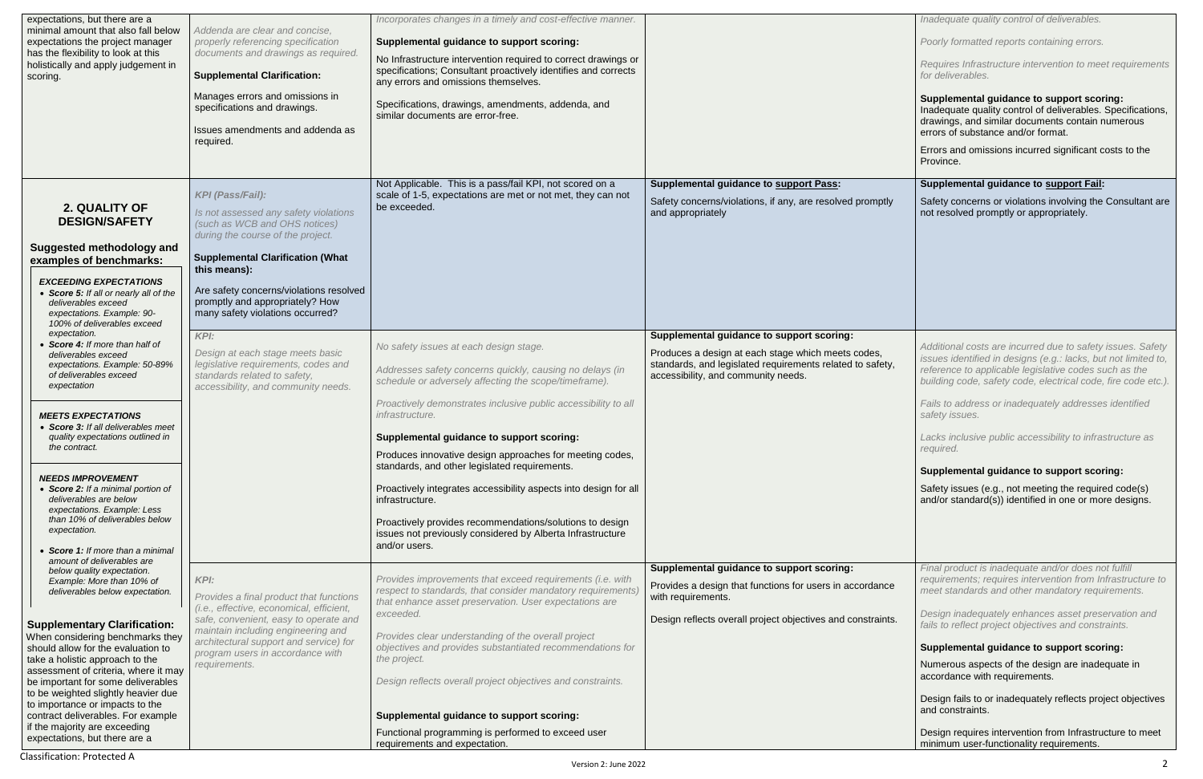| | | | | |
|---|---|---|---|---|
| expectations, but there are a minimal amount that also fall below expectations the project manager has the flexibility to look at this holistically and apply judgement in scoring. | *Addenda are clear and concise, properly referencing specification documents and drawings as required.*<br><br>**Supplemental Clarification:**<br><br>Manages errors and omissions in specifications and drawings.<br><br>Issues amendments and addenda as required. | *Incorporates changes in a timely and cost-effective manner.*<br><br>**Supplemental guidance to support scoring:**<br><br>No Infrastructure intervention required to correct drawings or specifications; Consultant proactively identifies and corrects any errors and omissions themselves.<br><br>Specifications, drawings, amendments, addenda, and similar documents are error-free. | | *Inadequate quality control of deliverables.*<br><br>*Poorly formatted reports containing errors.*<br><br>*Requires Infrastructure intervention to meet requirements for deliverables.*<br><br>**Supplemental guidance to support scoring:**<br>Inadequate quality control of deliverables. Specifications, drawings, and similar documents contain numerous errors of substance and/or format.<br><br>Errors and omissions incurred significant costs to the Province. |
| **2. QUALITY OF DESIGN/SAFETY**<br><br>**Suggested methodology and examples of benchmarks:**<br><br>***EXCEEDING EXPECTATIONS***<br>• ***Score 5:*** *If all or nearly all of the deliverables exceed expectations. Example: 90-100% of deliverables exceed expectation.*<br>• ***Score 4:*** *If more than half of deliverables exceed expectations. Example: 50-89% of deliverables exceed expectation*<br><br>***MEETS EXPECTATIONS***<br>• ***Score 3:*** *If all deliverables meet quality expectations outlined in the contract.*<br><br>***NEEDS IMPROVEMENT***<br>• ***Score 2:*** *If a minimal portion of deliverables are below expectations. Example: Less than 10% of deliverables below expectation.*<br>• ***Score 1:*** *If more than a minimal amount of deliverables are below quality expectation. Example: More than 10% of deliverables below expectation.*<br><br>**Supplementary Clarification:**<br>When considering benchmarks they should allow for the evaluation to take a holistic approach to the assessment of criteria, where it may be important for some deliverables to be weighted slightly heavier due to importance or impacts to the contract deliverables. For example if the majority are exceeding expectations, but there are a | ***KPI (Pass/Fail):***<br><br>*Is not assessed any safety violations (such as WCB and OHS notices) during the course of the project.*<br><br>**Supplemental Clarification (What this means):**<br><br>Are safety concerns/violations resolved promptly and appropriately? How many safety violations occurred? | Not Applicable. This is a pass/fail KPI, not scored on a scale of 1-5, expectations are met or not met, they can not be exceeded. | **Supplemental guidance to support Pass:**<br><br>Safety concerns/violations, if any, are resolved promptly and appropriately | **Supplemental guidance to support Fail:**<br><br>Safety concerns or violations involving the Consultant are not resolved promptly or appropriately. |
| | ***KPI:***<br><br>*Design at each stage meets basic legislative requirements, codes and standards related to safety, accessibility, and community needs.* | *No safety issues at each design stage.*<br><br>*Addresses safety concerns quickly, causing no delays (in schedule or adversely affecting the scope/timeframe).*<br><br>*Proactively demonstrates inclusive public accessibility to all infrastructure.*<br><br>**Supplemental guidance to support scoring:**<br><br>Produces innovative design approaches for meeting codes, standards, and other legislated requirements.<br><br>Proactively integrates accessibility aspects into design for all infrastructure.<br><br>Proactively provides recommendations/solutions to design issues not previously considered by Alberta Infrastructure and/or users. | **Supplemental guidance to support scoring:**<br><br>Produces a design at each stage which meets codes, standards, and legislated requirements related to safety, accessibility, and community needs. | *Additional costs are incurred due to safety issues. Safety issues identified in designs (e.g.: lacks, but not limited to, reference to applicable legislative codes such as the building code, safety code, electrical code, fire code etc.).*<br><br>*Fails to address or inadequately addresses identified safety issues.*<br><br>*Lacks inclusive public accessibility to infrastructure as required.*<br><br>**Supplemental guidance to support scoring:**<br><br>Safety issues (e.g., not meeting the required code(s) and/or standard(s)) identified in one or more designs. |
| | ***KPI:***<br><br>*Provides a final product that functions (i.e., effective, economical, efficient, safe, convenient, easy to operate and maintain including engineering and architectural support and service) for program users in accordance with requirements.* | *Provides improvements that exceed requirements (i.e. with respect to standards, that consider mandatory requirements) that enhance asset preservation. User expectations are exceeded.*<br><br>*Provides clear understanding of the overall project objectives and provides substantiated recommendations for the project.*<br><br>*Design reflects overall project objectives and constraints.*<br><br>**Supplemental guidance to support scoring:**<br><br>Functional programming is performed to exceed user requirements and expectation. | **Supplemental guidance to support scoring:**<br><br>Provides a design that functions for users in accordance with requirements.<br><br>Design reflects overall project objectives and constraints. | *Final product is inadequate and/or does not fulfill requirements; requires intervention from Infrastructure to meet standards and other mandatory requirements.*<br><br>*Design inadequately enhances asset preservation and fails to reflect project objectives and constraints.*<br><br>**Supplemental guidance to support scoring:**<br><br>Numerous aspects of the design are inadequate in accordance with requirements.<br><br>Design fails to or inadequately reflects project objectives and constraints.<br><br>Design requires intervention from Infrastructure to meet minimum user-functionality requirements. |

Classification: Protected A

Version 2: June 2022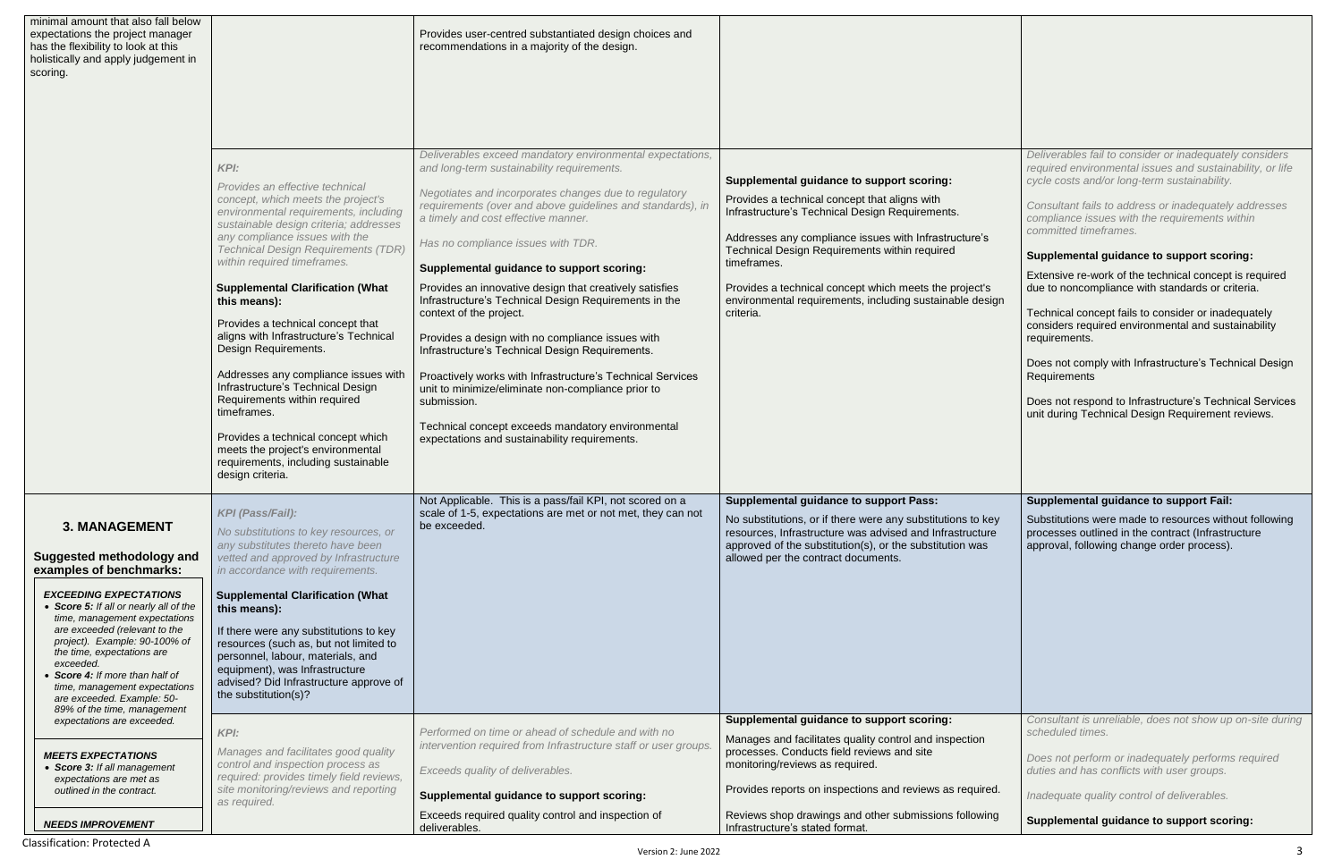| | | | | |
|---|---|---|---|---|
| minimal amount that also fall below expectations the project manager has the flexibility to look at this holistically and apply judgement in scoring. | | Provides user-centred substantiated design choices and recommendations in a majority of the design. | | |
| | *KPI:*<br><br>*Provides an effective technical concept, which meets the project's environmental requirements, including sustainable design criteria; addresses any compliance issues with the Technical Design Requirements (TDR) within required timeframes.*<br><br>**Supplemental Clarification (What this means):**<br><br>Provides a technical concept that aligns with Infrastructure's Technical Design Requirements.<br><br>Addresses any compliance issues with Infrastructure's Technical Design Requirements within required timeframes.<br><br>Provides a technical concept which meets the project's environmental requirements, including sustainable design criteria. | *Deliverables exceed mandatory environmental expectations, and long-term sustainability requirements.*<br><br>*Negotiates and incorporates changes due to regulatory requirements (over and above guidelines and standards), in a timely and cost effective manner.*<br><br>*Has no compliance issues with TDR.*<br><br>**Supplemental guidance to support scoring:**<br><br>Provides an innovative design that creatively satisfies Infrastructure's Technical Design Requirements in the context of the project.<br><br>Provides a design with no compliance issues with Infrastructure's Technical Design Requirements.<br><br>Proactively works with Infrastructure's Technical Services unit to minimize/eliminate non-compliance prior to submission.<br><br>Technical concept exceeds mandatory environmental expectations and sustainability requirements. | **Supplemental guidance to support scoring:**<br><br>Provides a technical concept that aligns with Infrastructure's Technical Design Requirements.<br><br>Addresses any compliance issues with Infrastructure's Technical Design Requirements within required timeframes.<br><br>Provides a technical concept which meets the project's environmental requirements, including sustainable design criteria. | *Deliverables fail to consider or inadequately considers required environmental issues and sustainability, or life cycle costs and/or long-term sustainability.*<br><br>*Consultant fails to address or inadequately addresses compliance issues with the requirements within committed timeframes.*<br><br>**Supplemental guidance to support scoring:**<br><br>Extensive re-work of the technical concept is required due to noncompliance with standards or criteria.<br><br>Technical concept fails to consider or inadequately considers required environmental and sustainability requirements.<br><br>Does not comply with Infrastructure's Technical Design Requirements<br><br>Does not respond to Infrastructure's Technical Services unit during Technical Design Requirement reviews. |
| **3. MANAGEMENT**<br><br>**Suggested methodology and examples of benchmarks:**<br><br>***EXCEEDING EXPECTATIONS***<br>• ***Score 5:*** *If all or nearly all of the time, management expectations are exceeded (relevant to the project). Example: 90-100% of the time, expectations are exceeded.*<br>• ***Score 4:*** *If more than half of time, management expectations are exceeded. Example: 50-89% of the time, management expectations are exceeded.*<br><br>***MEETS EXPECTATIONS***<br>• ***Score 3:*** *If all management expectations are met as outlined in the contract.*<br><br>***NEEDS IMPROVEMENT*** | *KPI (Pass/Fail):*<br><br>*No substitutions to key resources, or any substitutes thereto have been vetted and approved by Infrastructure in accordance with requirements.*<br><br>**Supplemental Clarification (What this means):**<br><br>If there were any substitutions to key resources (such as, but not limited to personnel, labour, materials, and equipment), was Infrastructure advised? Did Infrastructure approve of the substitution(s)? | Not Applicable. This is a pass/fail KPI, not scored on a scale of 1-5, expectations are met or not met, they can not be exceeded. | **Supplemental guidance to support Pass:**<br><br>No substitutions, or if there were any substitutions to key resources, Infrastructure was advised and Infrastructure approved of the substitution(s), or the substitution was allowed per the contract documents. | **Supplemental guidance to support Fail:**<br><br>Substitutions were made to resources without following processes outlined in the contract (Infrastructure approval, following change order process). |
| | *KPI:*<br><br>*Manages and facilitates good quality control and inspection process as required: provides timely field reviews, site monitoring/reviews and reporting as required.* | *Performed on time or ahead of schedule and with no intervention required from Infrastructure staff or user groups.*<br><br>*Exceeds quality of deliverables.*<br><br>**Supplemental guidance to support scoring:**<br><br>Exceeds required quality control and inspection of deliverables. | **Supplemental guidance to support scoring:**<br><br>Manages and facilitates quality control and inspection processes. Conducts field reviews and site monitoring/reviews as required.<br><br>Provides reports on inspections and reviews as required.<br><br>Reviews shop drawings and other submissions following Infrastructure's stated format. | *Consultant is unreliable, does not show up on-site during scheduled times.*<br><br>*Does not perform or inadequately performs required duties and has conflicts with user groups.*<br><br>*Inadequate quality control of deliverables.*<br><br>**Supplemental guidance to support scoring:** |

Classification: Protected A

Version 2: June 2022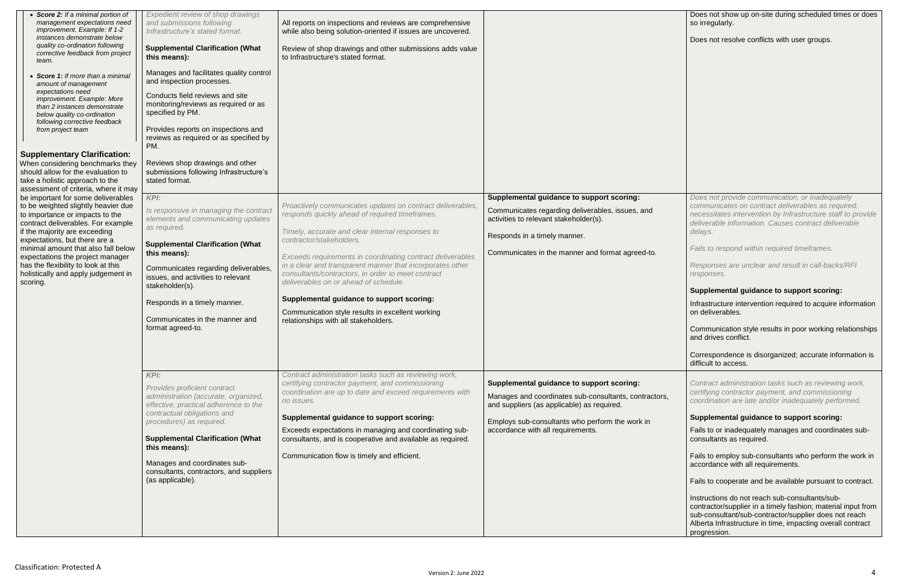| | | | | |
|---|---|---|---|---|
| • ***Score 2:*** *If a minimal portion of management expectations need improvement. Example: If 1-2 instances demonstrate below quality co-ordination following corrective feedback from project team.*<br><br>• ***Score 1:*** *If more than a minimal amount of management expectations need improvement. Example: More than 2 instances demonstrate below quality co-ordination following corrective feedback from project team*<br><br>**Supplementary Clarification:**<br>When considering benchmarks they should allow for the evaluation to take a holistic approach to the assessment of criteria, where it may be important for some deliverables to be weighted slightly heavier due to importance or impacts to the contract deliverables. For example if the majority are exceeding expectations, but there are a minimal amount that also fall below expectations the project manager has the flexibility to look at this holistically and apply judgement in scoring. | *Expedient review of shop drawings and submissions following Infrastructure's stated format.*<br><br>**Supplemental Clarification (What this means):**<br><br>Manages and facilitates quality control and inspection processes.<br><br>Conducts field reviews and site monitoring/reviews as required or as specified by PM.<br><br>Provides reports on inspections and reviews as required or as specified by PM.<br><br>Reviews shop drawings and other submissions following Infrastructure's stated format. | All reports on inspections and reviews are comprehensive while also being solution-oriented if issues are uncovered.<br><br>Review of shop drawings and other submissions adds value to Infrastructure's stated format. | | Does not show up on-site during scheduled times or does so irregularly.<br><br>Does not resolve conflicts with user groups. |
| | *KPI:*<br><br>*Is responsive in managing the contract elements and communicating updates as required.*<br><br>**Supplemental Clarification (What this means):**<br><br>Communicates regarding deliverables, issues, and activities to relevant stakeholder(s).<br><br>Responds in a timely manner.<br><br>Communicates in the manner and format agreed-to. | *Proactively communicates updates on contract deliverables, responds quickly ahead of required timeframes.*<br><br>*Timely, accurate and clear internal responses to contractor/stakeholders.*<br><br>*Exceeds requirements in coordinating contract deliverables in a clear and transparent manner that incorporates other consultants/contractors, in order to meet contract deliverables on or ahead of schedule.*<br><br>**Supplemental guidance to support scoring:**<br><br>Communication style results in excellent working relationships with all stakeholders. | **Supplemental guidance to support scoring:**<br><br>Communicates regarding deliverables, issues, and activities to relevant stakeholder(s).<br><br>Responds in a timely manner.<br><br>Communicates in the manner and format agreed-to. | *Does not provide communication, or inadequately communicates on contract deliverables as required, necessitates intervention by Infrastructure staff to provide deliverable information. Causes contract deliverable delays.*<br><br>*Fails to respond within required timeframes.*<br><br>*Responses are unclear and result in call-backs/RFI responses.*<br><br>**Supplemental guidance to support scoring:**<br><br>Infrastructure intervention required to acquire information on deliverables.<br><br>Communication style results in poor working relationships and drives conflict.<br><br>Correspondence is disorganized; accurate information is difficult to access. |
| | *KPI:*<br><br>*Provides proficient contract administration (accurate, organized, effective, practical adherence to the contractual obligations and procedures) as required.*<br><br>**Supplemental Clarification (What this means):**<br><br>Manages and coordinates sub-consultants, contractors, and suppliers (as applicable). | *Contract administration tasks such as reviewing work, certifying contractor payment, and commissioning coordination are up to date and exceed requirements with no issues.*<br><br>**Supplemental guidance to support scoring:**<br><br>Exceeds expectations in managing and coordinating sub-consultants, and is cooperative and available as required.<br><br>Communication flow is timely and efficient. | **Supplemental guidance to support scoring:**<br><br>Manages and coordinates sub-consultants, contractors, and suppliers (as applicable) as required.<br><br>Employs sub-consultants who perform the work in accordance with all requirements. | *Contract administration tasks such as reviewing work, certifying contractor payment, and commissioning coordination are late and/or inadequately performed.*<br><br>**Supplemental guidance to support scoring:**<br><br>Fails to or inadequately manages and coordinates sub-consultants as required.<br><br>Fails to employ sub-consultants who perform the work in accordance with all requirements.<br><br>Fails to cooperate and be available pursuant to contract.<br><br>Instructions do not reach sub-consultants/sub-contractor/supplier in a timely fashion; material input from sub-consultant/sub-contractor/supplier does not reach Alberta Infrastructure in time, impacting overall contract progression. |

Classification: Protected A

Version 2: June 2022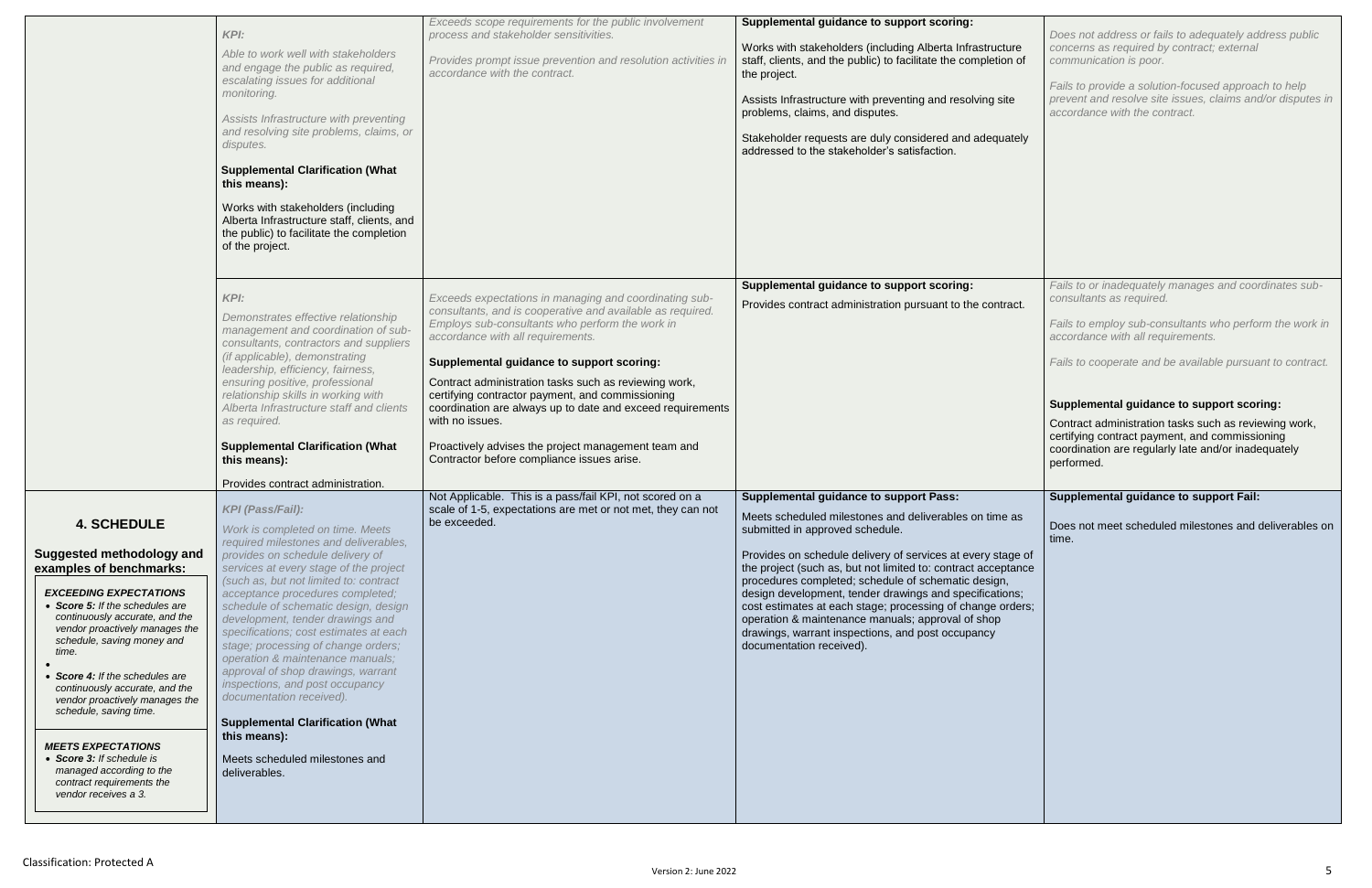| | | | | |
|---|---|---|---|---|
| | *KPI:*<br>*Able to work well with stakeholders and engage the public as required, escalating issues for additional monitoring.*<br>*Assists Infrastructure with preventing and resolving site problems, claims, or disputes.*<br>**Supplemental Clarification (What this means):**<br>Works with stakeholders (including Alberta Infrastructure staff, clients, and the public) to facilitate the completion of the project. | *Exceeds scope requirements for the public involvement process and stakeholder sensitivities.*<br>*Provides prompt issue prevention and resolution activities in accordance with the contract.* | **Supplemental guidance to support scoring:**<br>Works with stakeholders (including Alberta Infrastructure staff, clients, and the public) to facilitate the completion of the project.<br>Assists Infrastructure with preventing and resolving site problems, claims, and disputes.<br>Stakeholder requests are duly considered and adequately addressed to the stakeholder's satisfaction. | *Does not address or fails to adequately address public concerns as required by contract; external communication is poor.*<br>*Fails to provide a solution-focused approach to help prevent and resolve site issues, claims and/or disputes in accordance with the contract.* |
| | *KPI:*<br>*Demonstrates effective relationship management and coordination of sub-consultants, contractors and suppliers (if applicable), demonstrating leadership, efficiency, fairness, ensuring positive, professional relationship skills in working with Alberta Infrastructure staff and clients as required.*<br>**Supplemental Clarification (What this means):**<br>Provides contract administration. | *Exceeds expectations in managing and coordinating sub-consultants, and is cooperative and available as required. Employs sub-consultants who perform the work in accordance with all requirements.*<br>**Supplemental guidance to support scoring:**<br>Contract administration tasks such as reviewing work, certifying contractor payment, and commissioning coordination are always up to date and exceed requirements with no issues.<br>Proactively advises the project management team and Contractor before compliance issues arise. | **Supplemental guidance to support scoring:**<br>Provides contract administration pursuant to the contract. | *Fails to or inadequately manages and coordinates sub-consultants as required.*<br>*Fails to employ sub-consultants who perform the work in accordance with all requirements.*<br>*Fails to cooperate and be available pursuant to contract.*<br>**Supplemental guidance to support scoring:**<br>Contract administration tasks such as reviewing work, certifying contract payment, and commissioning coordination are regularly late and/or inadequately performed. |
| **4. SCHEDULE**<br>**Suggested methodology and examples of benchmarks:**<br>***EXCEEDING EXPECTATIONS***<br>• ***Score 5:*** *If the schedules are continuously accurate, and the vendor proactively manages the schedule, saving money and time.*<br>•<br>• ***Score 4:*** *If the schedules are continuously accurate, and the vendor proactively manages the schedule, saving time.*<br>***MEETS EXPECTATIONS***<br>• ***Score 3:*** *If schedule is managed according to the contract requirements the vendor receives a 3.* | *KPI (Pass/Fail):*<br>*Work is completed on time. Meets required milestones and deliverables, provides on schedule delivery of services at every stage of the project (such as, but not limited to: contract acceptance procedures completed; schedule of schematic design, design development, tender drawings and specifications; cost estimates at each stage; processing of change orders; operation & maintenance manuals; approval of shop drawings, warrant inspections, and post occupancy documentation received).*<br>**Supplemental Clarification (What this means):**<br>Meets scheduled milestones and deliverables. | Not Applicable. This is a pass/fail KPI, not scored on a scale of 1-5, expectations are met or not met, they can not be exceeded. | **Supplemental guidance to support Pass:**<br>Meets scheduled milestones and deliverables on time as submitted in approved schedule.<br>Provides on schedule delivery of services at every stage of the project (such as, but not limited to: contract acceptance procedures completed; schedule of schematic design, design development, tender drawings and specifications; cost estimates at each stage; processing of change orders; operation & maintenance manuals; approval of shop drawings, warrant inspections, and post occupancy documentation received). | **Supplemental guidance to support Fail:**<br>Does not meet scheduled milestones and deliverables on time. |

Classification: Protected A

Version 2: June 2022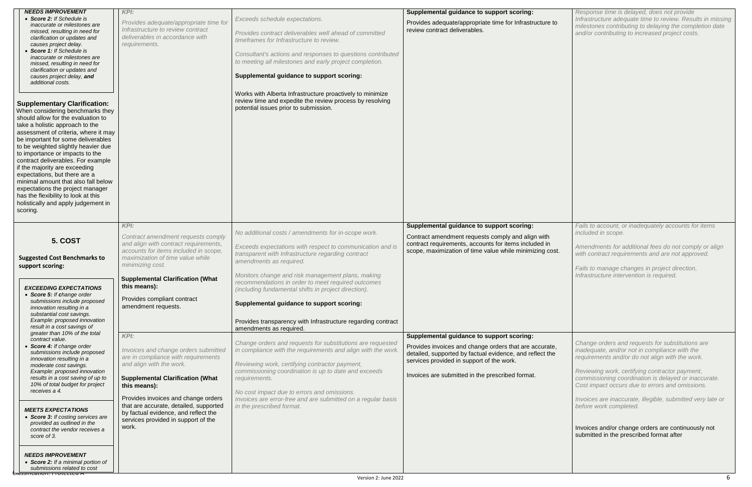| | | | | |
|---|---|---|---|---|
| ***NEEDS IMPROVEMENT***<br>• ***Score 2:*** *If Schedule is inaccurate or milestones are missed, resulting in need for clarification or updates and causes project delay.*<br>• ***Score 1:*** *If Schedule is inaccurate or milestones are missed, resulting in need for clarification or updates and causes project delay, **and** additional costs.*<br><br>**Supplementary Clarification:**<br>When considering benchmarks they should allow for the evaluation to take a holistic approach to the assessment of criteria, where it may be important for some deliverables to be weighted slightly heavier due to importance or impacts to the contract deliverables. For example if the majority are exceeding expectations, but there are a minimal amount that also fall below expectations the project manager has the flexibility to look at this holistically and apply judgement in scoring. | *KPI:*<br>*Provides adequate/appropriate time for Infrastructure to review contract deliverables in accordance with requirements.* | *Exceeds schedule expectations.*<br><br>*Provides contract deliverables well ahead of committed timeframes for Infrastructure to review.*<br><br>*Consultant's actions and responses to questions contributed to meeting all milestones and early project completion.*<br><br>**Supplemental guidance to support scoring:**<br><br>Works with Alberta Infrastructure proactively to minimize review time and expedite the review process by resolving potential issues prior to submission. | **Supplemental guidance to support scoring:**<br>Provides adequate/appropriate time for Infrastructure to review contract deliverables. | *Response time is delayed, does not provide Infrastructure adequate time to review. Results in missing milestones contributing to delaying the completion date and/or contributing to increased project costs.* |
| **5. COST**<br><br>**Suggested Cost Benchmarks to support scoring:**<br><br>***EXCEEDING EXPECTATIONS***<br>• ***Score 5:*** *If change order submissions include proposed innovation resulting in a substantial cost savings. Example: proposed innovation result in a cost savings of greater than 10% of the total contract value.*<br>• ***Score 4:*** *If change order submissions include proposed innovation resulting in a moderate cost savings. Example: proposed innovation results in a cost saving of up to 10% of total budget for project receives a 4.*<br><br>***MEETS EXPECTATIONS***<br>• ***Score 3:*** *If costing services are provided as outlined in the contract the vendor receives a score of 3.*<br><br>***NEEDS IMPROVEMENT***<br>• ***Score 2:*** *If a minimal portion of submissions related to cost* | *KPI:*<br>*Contract amendment requests comply and align with contract requirements, accounts for items included in scope, maximization of time value while minimizing cost.*<br><br>**Supplemental Clarification (What this means):**<br>Provides compliant contract amendment requests. | *No additional costs / amendments for in-scope work.*<br><br>*Exceeds expectations with respect to communication and is transparent with Infrastructure regarding contract amendments as required.*<br><br>*Monitors change and risk management plans, making recommendations in order to meet required outcomes (including fundamental shifts in project direction).*<br><br>**Supplemental guidance to support scoring:**<br><br>Provides transparency with Infrastructure regarding contract amendments as required. | **Supplemental guidance to support scoring:**<br>Contract amendment requests comply and align with contract requirements, accounts for items included in scope, maximization of time value while minimizing cost. | *Fails to account, or inadequately accounts for items included in scope.*<br><br>*Amendments for additional fees do not comply or align with contract requirements and are not approved.*<br><br>*Fails to manage changes in project direction, Infrastructure intervention is required.* |
| | *KPI:*<br>*Invoices and change orders submitted are in compliance with requirements and align with the work.*<br><br>**Supplemental Clarification (What this means):**<br>Provides invoices and change orders that are accurate, detailed, supported by factual evidence, and reflect the services provided in support of the work. | *Change orders and requests for substitutions are requested in compliance with the requirements and align with the work.*<br><br>*Reviewing work, certifying contractor payment, commissioning coordination is up to date and exceeds requirements.*<br><br>*No cost impact due to errors and omissions.*<br>*Invoices are error-free and are submitted on a regular basis in the prescribed format.* | **Supplemental guidance to support scoring:**<br>Provides invoices and change orders that are accurate, detailed, supported by factual evidence, and reflect the services provided in support of the work.<br><br>Invoices are submitted in the prescribed format. | *Change orders and requests for substitutions are inadequate, and/or not in compliance with the requirements and/or do not align with the work.*<br><br>*Reviewing work, certifying contractor payment, commissioning coordination is delayed or inaccurate. Cost impact occurs due to errors and omissions.*<br><br>*Invoices are inaccurate, illegible, submitted very late or before work completed.*<br><br>Invoices and/or change orders are continuously not submitted in the prescribed format after |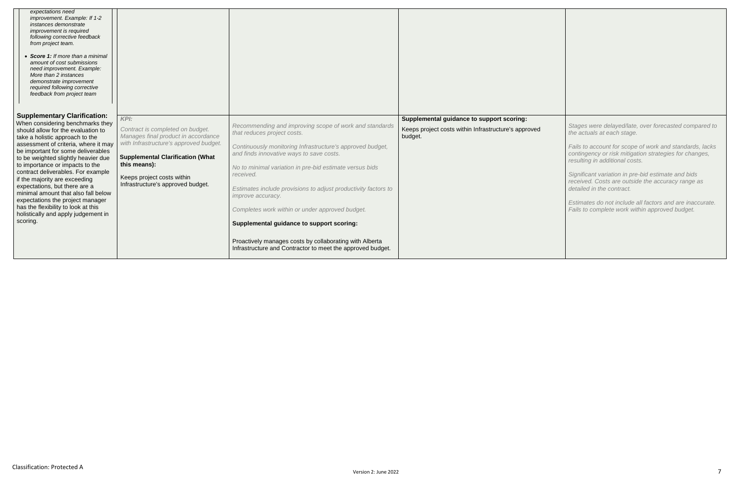| | | | | |
|---|---|---|---|---|
| *expectations need improvement. Example: If 1-2 instances demonstrate improvement is required following corrective feedback from project team.*<br><br>• ***Score 1:*** *If more than a minimal amount of cost submissions need improvement. Example: More than 2 instances demonstrate improvement required following corrective feedback from project team* | | | | |
| **Supplementary Clarification:**<br>When considering benchmarks they should allow for the evaluation to take a holistic approach to the assessment of criteria, where it may be important for some deliverables to be weighted slightly heavier due to importance or impacts to the contract deliverables. For example if the majority are exceeding expectations, but there are a minimal amount that also fall below expectations the project manager has the flexibility to look at this holistically and apply judgement in scoring. | *KPI:*<br><br>*Contract is completed on budget. Manages final product in accordance with Infrastructure's approved budget.*<br><br>**Supplemental Clarification (What this means):**<br><br>Keeps project costs within Infrastructure's approved budget. | *Recommending and improving scope of work and standards that reduces project costs.*<br><br>*Continuously monitoring Infrastructure's approved budget, and finds innovative ways to save costs.*<br><br>*No to minimal variation in pre-bid estimate versus bids received.*<br><br>*Estimates include provisions to adjust productivity factors to improve accuracy.*<br><br>*Completes work within or under approved budget.*<br><br>**Supplemental guidance to support scoring:**<br><br>Proactively manages costs by collaborating with Alberta Infrastructure and Contractor to meet the approved budget. | **Supplemental guidance to support scoring:**<br><br>Keeps project costs within Infrastructure's approved budget. | *Stages were delayed/late, over forecasted compared to the actuals at each stage.*<br><br>*Fails to account for scope of work and standards, lacks contingency or risk mitigation strategies for changes, resulting in additional costs.*<br><br>*Significant variation in pre-bid estimate and bids received. Costs are outside the accuracy range as detailed in the contract.*<br><br>*Estimates do not include all factors and are inaccurate. Fails to complete work within approved budget.* |

Classification: Protected A

Version 2: June 2022